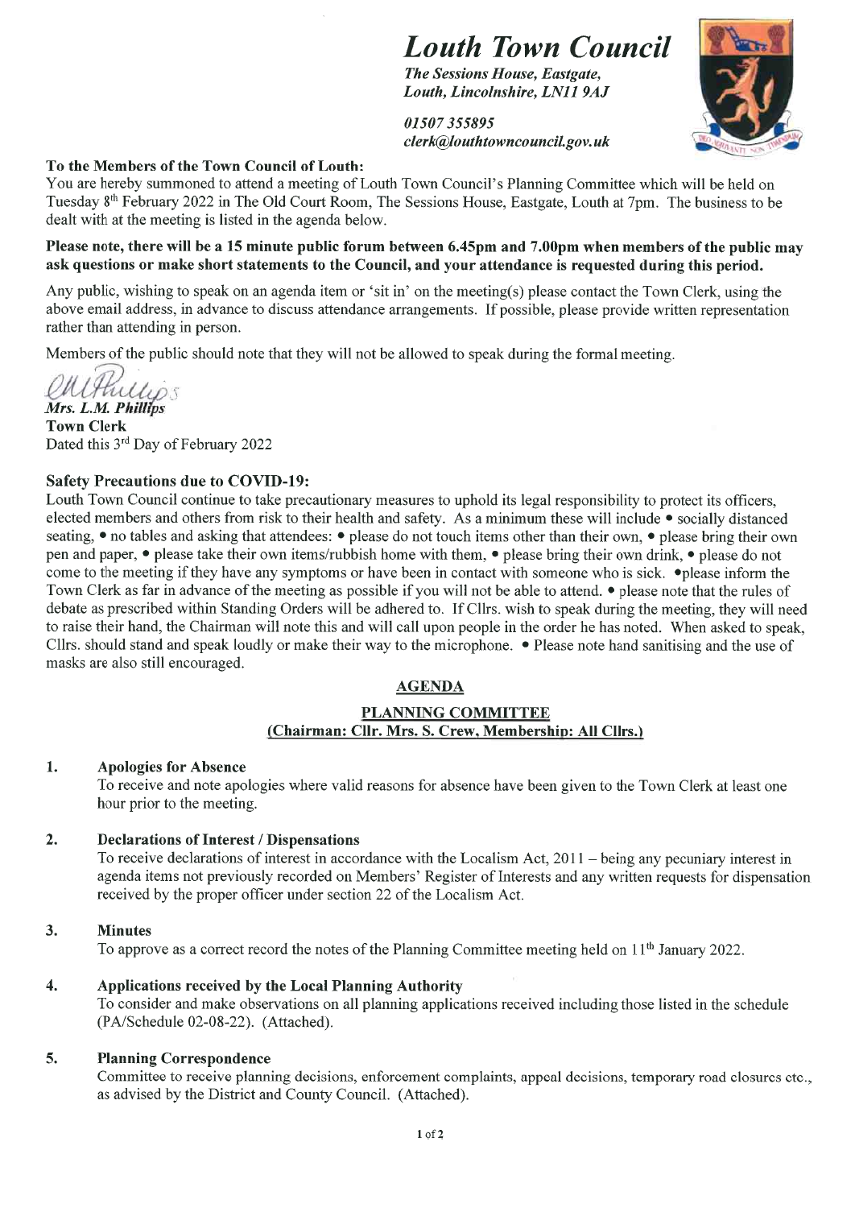# *Louth Town Council*

***The Sessions House, Eastgate, Louth, Lincolnshire, LN11 9AJ***

***01507 355895***
***clerk@louthtowncouncil.gov.uk***

**To the Members of the Town Council of Louth:**
You are hereby summoned to attend a meeting of Louth Town Council's Planning Committee which will be held on Tuesday 8th February 2022 in The Old Court Room, The Sessions House, Eastgate, Louth at 7pm. The business to be dealt with at the meeting is listed in the agenda below.

**Please note, there will be a 15 minute public forum between 6.45pm and 7.00pm when members of the public may ask questions or make short statements to the Council, and your attendance is requested during this period.**

Any public, wishing to speak on an agenda item or 'sit in' on the meeting(s) please contact the Town Clerk, using the above email address, in advance to discuss attendance arrangements. If possible, please provide written representation rather than attending in person.

Members of the public should note that they will not be allowed to speak during the formal meeting.

*Mrs. L.M. Phillips*
**Town Clerk**
Dated this 3rd Day of February 2022

**Safety Precautions due to COVID-19:**
Louth Town Council continue to take precautionary measures to uphold its legal responsibility to protect its officers, elected members and others from risk to their health and safety. As a minimum these will include • socially distanced seating, • no tables and asking that attendees: • please do not touch items other than their own, • please bring their own pen and paper, • please take their own items/rubbish home with them, • please bring their own drink, • please do not come to the meeting if they have any symptoms or have been in contact with someone who is sick. •please inform the Town Clerk as far in advance of the meeting as possible if you will not be able to attend. • please note that the rules of debate as prescribed within Standing Orders will be adhered to. If Cllrs. wish to speak during the meeting, they will need to raise their hand, the Chairman will note this and will call upon people in the order he has noted. When asked to speak, Cllrs. should stand and speak loudly or make their way to the microphone. • Please note hand sanitising and the use of masks are also still encouraged.

## AGENDA

### PLANNING COMMITTEE
**(Chairman: Cllr. Mrs. S. Crew, Membership: All Cllrs.)**

**1. Apologies for Absence**
To receive and note apologies where valid reasons for absence have been given to the Town Clerk at least one hour prior to the meeting.

**2. Declarations of Interest / Dispensations**
To receive declarations of interest in accordance with the Localism Act, 2011 – being any pecuniary interest in agenda items not previously recorded on Members' Register of Interests and any written requests for dispensation received by the proper officer under section 22 of the Localism Act.

**3. Minutes**
To approve as a correct record the notes of the Planning Committee meeting held on 11th January 2022.

**4. Applications received by the Local Planning Authority**
To consider and make observations on all planning applications received including those listed in the schedule (PA/Schedule 02-08-22). (Attached).

**5. Planning Correspondence**
Committee to receive planning decisions, enforcement complaints, appeal decisions, temporary road closures etc., as advised by the District and County Council. (Attached).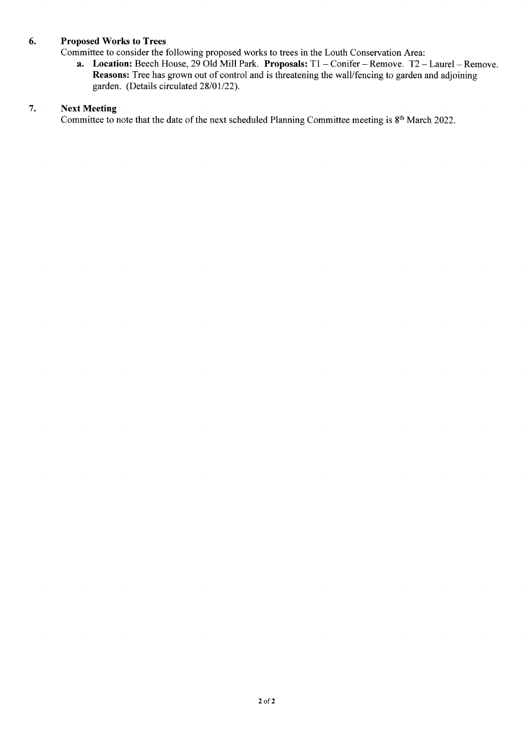## 6. Proposed Works to Trees

Committee to consider the following proposed works to trees in the Louth Conservation Area:

a. **Location:** Beech House, 29 Old Mill Park. **Proposals:** T1 – Conifer – Remove. T2 – Laurel – Remove. **Reasons:** Tree has grown out of control and is threatening the wall/fencing to garden and adjoining garden. (Details circulated 28/01/22).

## 7. Next Meeting

Committee to note that the date of the next scheduled Planning Committee meeting is 8th March 2022.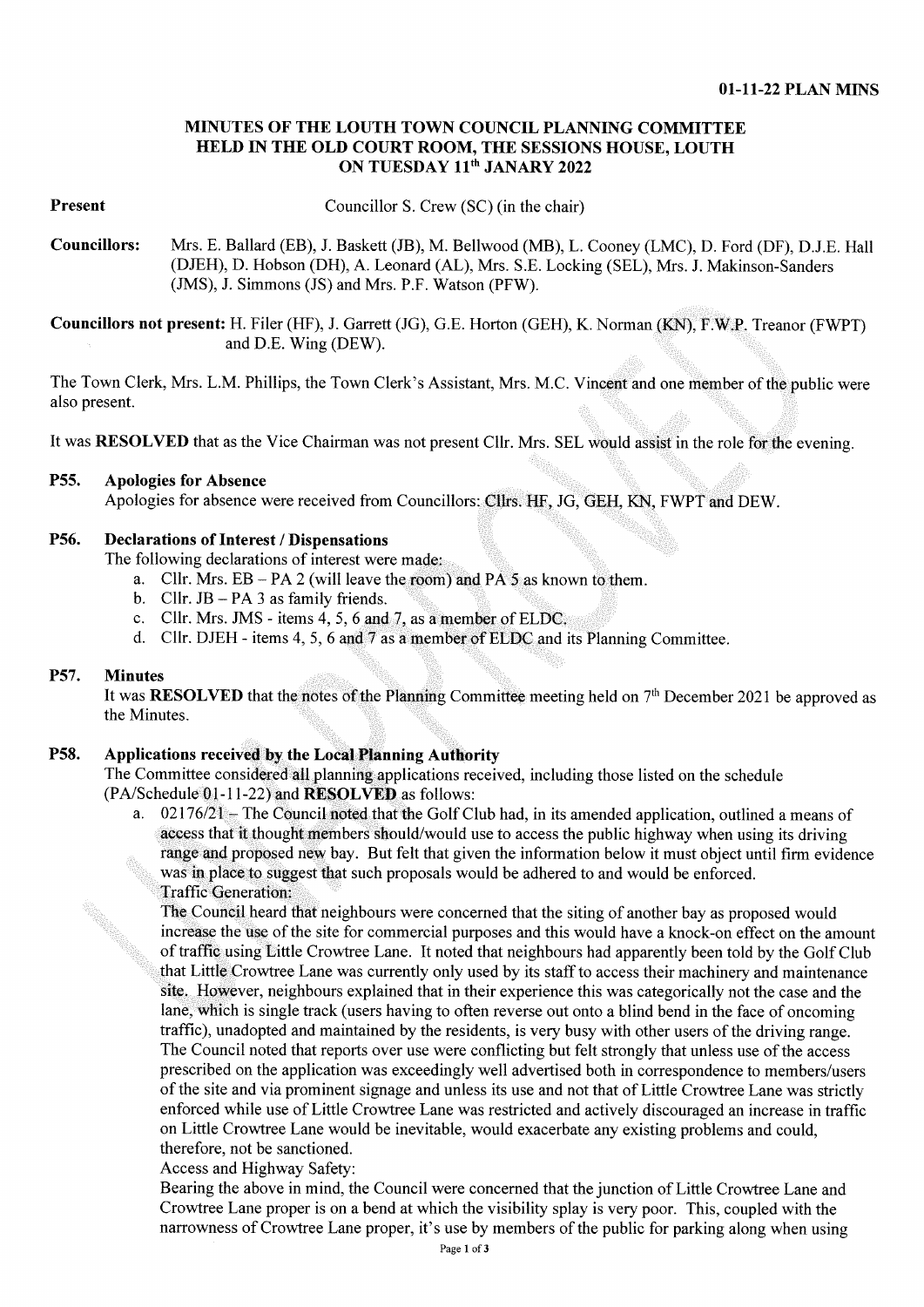# MINUTES OF THE LOUTH TOWN COUNCIL PLANNING COMMITTEE HELD IN THE OLD COURT ROOM, THE SESSIONS HOUSE, LOUTH ON TUESDAY 11th JANARY 2022

**Present** Councillor S. Crew (SC) (in the chair)

**Councillors:** Mrs. E. Ballard (EB), J. Baskett (JB), M. Bellwood (MB), L. Cooney (LMC), D. Ford (DF), D.J.E. Hall (DJEH), D. Hobson (DH), A. Leonard (AL), Mrs. S.E. Locking (SEL), Mrs. J. Makinson-Sanders (JMS), J. Simmons (JS) and Mrs. P.F. Watson (PFW).

**Councillors not present:** H. Filer (HF), J. Garrett (JG), G.E. Horton (GEH), K. Norman (KN), F.W.P. Treanor (FWPT) and D.E. Wing (DEW).

The Town Clerk, Mrs. L.M. Phillips, the Town Clerk's Assistant, Mrs. M.C. Vincent and one member of the public were also present.

It was **RESOLVED** that as the Vice Chairman was not present Cllr. Mrs. SEL would assist in the role for the evening.

## P55. Apologies for Absence

Apologies for absence were received from Councillors: Cllrs. HF, JG, GEH, KN, FWPT and DEW.

## P56. Declarations of Interest / Dispensations

The following declarations of interest were made:

a. Cllr. Mrs. EB – PA 2 (will leave the room) and PA 5 as known to them.
b. Cllr. JB – PA 3 as family friends.
c. Cllr. Mrs. JMS - items 4, 5, 6 and 7, as a member of ELDC.
d. Cllr. DJEH - items 4, 5, 6 and 7 as a member of ELDC and its Planning Committee.

## P57. Minutes

It was **RESOLVED** that the notes of the Planning Committee meeting held on 7th December 2021 be approved as the Minutes.

## P58. Applications received by the Local Planning Authority

The Committee considered all planning applications received, including those listed on the schedule (PA/Schedule 01-11-22) and **RESOLVED** as follows:

a. 02176/21 – The Council noted that the Golf Club had, in its amended application, outlined a means of access that it thought members should/would use to access the public highway when using its driving range and proposed new bay. But felt that given the information below it must object until firm evidence was in place to suggest that such proposals would be adhered to and would be enforced.

Traffic Generation:

The Council heard that neighbours were concerned that the siting of another bay as proposed would increase the use of the site for commercial purposes and this would have a knock-on effect on the amount of traffic using Little Crowtree Lane. It noted that neighbours had apparently been told by the Golf Club that Little Crowtree Lane was currently only used by its staff to access their machinery and maintenance site. However, neighbours explained that in their experience this was categorically not the case and the lane, which is single track (users having to often reverse out onto a blind bend in the face of oncoming traffic), unadopted and maintained by the residents, is very busy with other users of the driving range. The Council noted that reports over use were conflicting but felt strongly that unless use of the access prescribed on the application was exceedingly well advertised both in correspondence to members/users of the site and via prominent signage and unless its use and not that of Little Crowtree Lane was strictly enforced while use of Little Crowtree Lane was restricted and actively discouraged an increase in traffic on Little Crowtree Lane would be inevitable, would exacerbate any existing problems and could, therefore, not be sanctioned.

Access and Highway Safety:

Bearing the above in mind, the Council were concerned that the junction of Little Crowtree Lane and Crowtree Lane proper is on a bend at which the visibility splay is very poor. This, coupled with the narrowness of Crowtree Lane proper, it's use by members of the public for parking along when using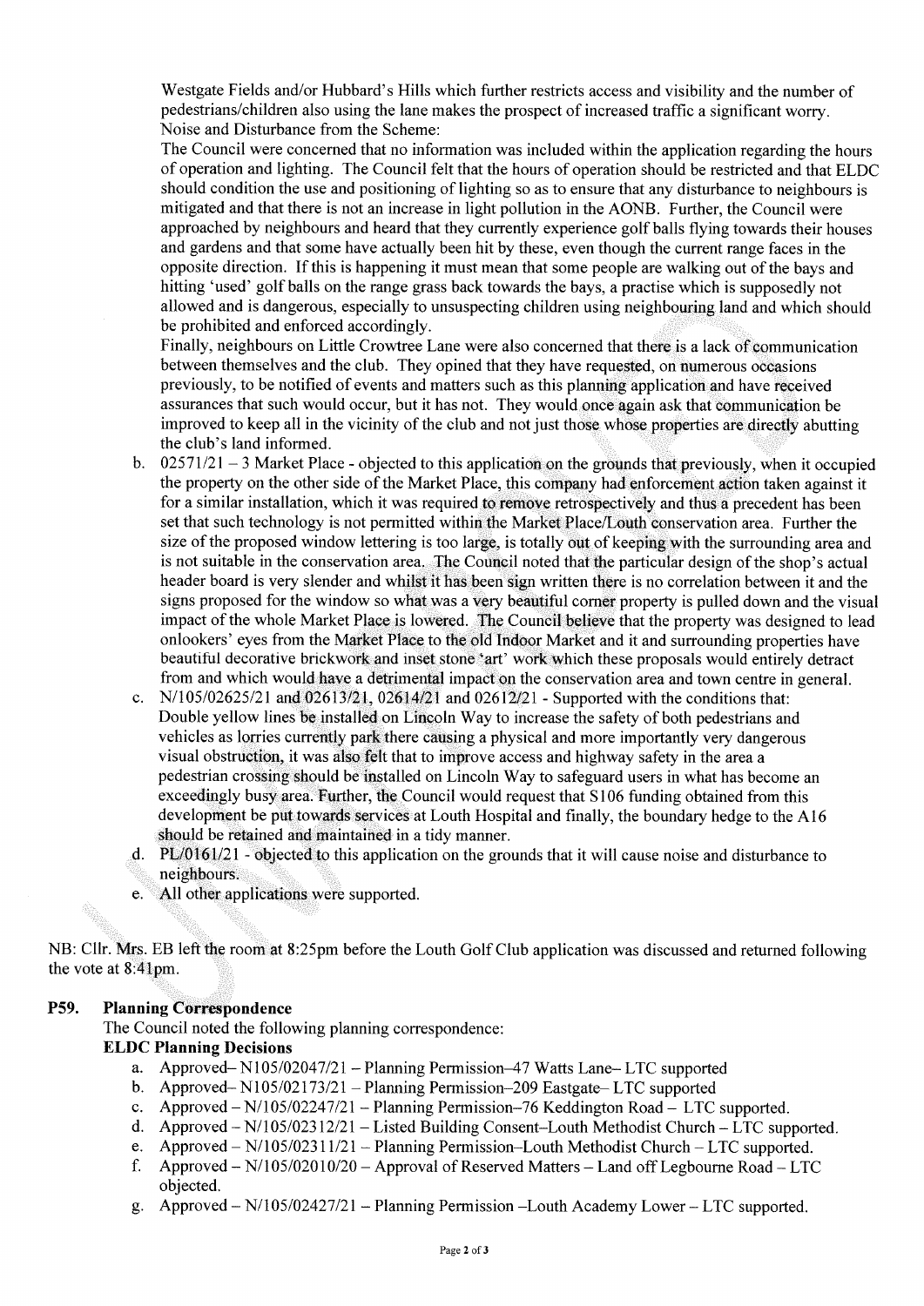Westgate Fields and/or Hubbard's Hills which further restricts access and visibility and the number of pedestrians/children also using the lane makes the prospect of increased traffic a significant worry.
Noise and Disturbance from the Scheme:
The Council were concerned that no information was included within the application regarding the hours of operation and lighting. The Council felt that the hours of operation should be restricted and that ELDC should condition the use and positioning of lighting so as to ensure that any disturbance to neighbours is mitigated and that there is not an increase in light pollution in the AONB. Further, the Council were approached by neighbours and heard that they currently experience golf balls flying towards their houses and gardens and that some have actually been hit by these, even though the current range faces in the opposite direction. If this is happening it must mean that some people are walking out of the bays and hitting 'used' golf balls on the range grass back towards the bays, a practise which is supposedly not allowed and is dangerous, especially to unsuspecting children using neighbouring land and which should be prohibited and enforced accordingly.
Finally, neighbours on Little Crowtree Lane were also concerned that there is a lack of communication between themselves and the club. They opined that they have requested, on numerous occasions previously, to be notified of events and matters such as this planning application and have received assurances that such would occur, but it has not. They would once again ask that communication be improved to keep all in the vicinity of the club and not just those whose properties are directly abutting the club's land informed.

b. 02571/21 – 3 Market Place - objected to this application on the grounds that previously, when it occupied the property on the other side of the Market Place, this company had enforcement action taken against it for a similar installation, which it was required to remove retrospectively and thus a precedent has been set that such technology is not permitted within the Market Place/Louth conservation area. Further the size of the proposed window lettering is too large, is totally out of keeping with the surrounding area and is not suitable in the conservation area. The Council noted that the particular design of the shop's actual header board is very slender and whilst it has been sign written there is no correlation between it and the signs proposed for the window so what was a very beautiful corner property is pulled down and the visual impact of the whole Market Place is lowered. The Council believe that the property was designed to lead onlookers' eyes from the Market Place to the old Indoor Market and it and surrounding properties have beautiful decorative brickwork and inset stone 'art' work which these proposals would entirely detract from and which would have a detrimental impact on the conservation area and town centre in general.
c. N/105/02625/21 and 02613/21, 02614/21 and 02612/21 - Supported with the conditions that: Double yellow lines be installed on Lincoln Way to increase the safety of both pedestrians and vehicles as lorries currently park there causing a physical and more importantly very dangerous visual obstruction, it was also felt that to improve access and highway safety in the area a pedestrian crossing should be installed on Lincoln Way to safeguard users in what has become an exceedingly busy area. Further, the Council would request that S106 funding obtained from this development be put towards services at Louth Hospital and finally, the boundary hedge to the A16 should be retained and maintained in a tidy manner.
d. PL/0161/21 - objected to this application on the grounds that it will cause noise and disturbance to neighbours.
e. All other applications were supported.

NB: Cllr. Mrs. EB left the room at 8:25pm before the Louth Golf Club application was discussed and returned following the vote at 8:41pm.

## P59. Planning Correspondence

The Council noted the following planning correspondence:

**ELDC Planning Decisions**

a. Approved– N105/02047/21 – Planning Permission–47 Watts Lane– LTC supported
b. Approved– N105/02173/21 – Planning Permission–209 Eastgate– LTC supported
c. Approved – N/105/02247/21 – Planning Permission–76 Keddington Road – LTC supported.
d. Approved – N/105/02312/21 – Listed Building Consent–Louth Methodist Church – LTC supported.
e. Approved – N/105/02311/21 – Planning Permission–Louth Methodist Church – LTC supported.
f. Approved – N/105/02010/20 – Approval of Reserved Matters – Land off Legbourne Road – LTC objected.
g. Approved – N/105/02427/21 – Planning Permission –Louth Academy Lower – LTC supported.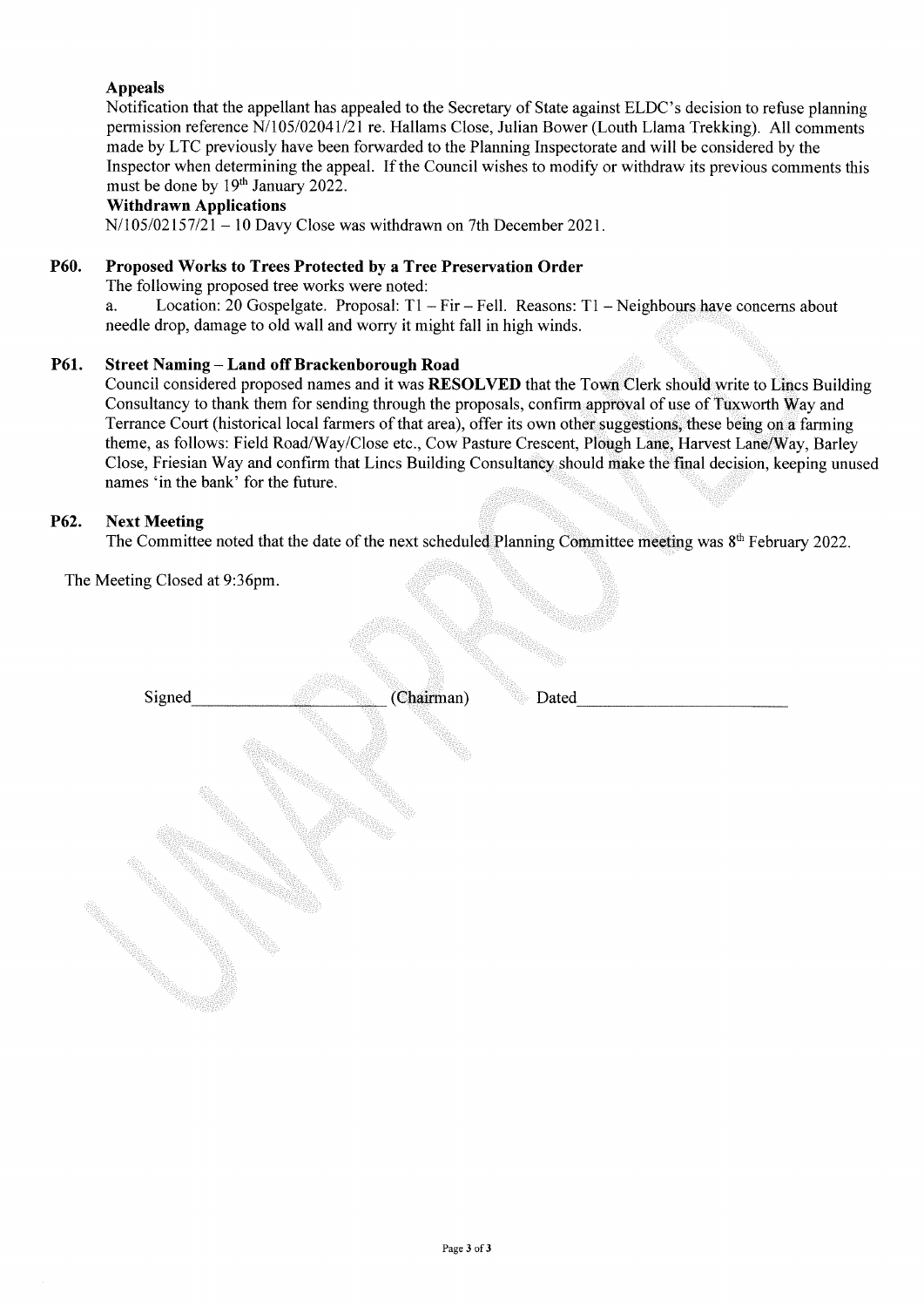**Appeals**

Notification that the appellant has appealed to the Secretary of State against ELDC's decision to refuse planning permission reference N/105/02041/21 re. Hallams Close, Julian Bower (Louth Llama Trekking). All comments made by LTC previously have been forwarded to the Planning Inspectorate and will be considered by the Inspector when determining the appeal. If the Council wishes to modify or withdraw its previous comments this must be done by 19th January 2022.

**Withdrawn Applications**

N/105/02157/21 – 10 Davy Close was withdrawn on 7th December 2021.

**P60. Proposed Works to Trees Protected by a Tree Preservation Order**

The following proposed tree works were noted:

a. Location: 20 Gospelgate. Proposal: T1 – Fir – Fell. Reasons: T1 – Neighbours have concerns about needle drop, damage to old wall and worry it might fall in high winds.

**P61. Street Naming – Land off Brackenborough Road**

Council considered proposed names and it was **RESOLVED** that the Town Clerk should write to Lincs Building Consultancy to thank them for sending through the proposals, confirm approval of use of Tuxworth Way and Terrance Court (historical local farmers of that area), offer its own other suggestions, these being on a farming theme, as follows: Field Road/Way/Close etc., Cow Pasture Crescent, Plough Lane, Harvest Lane/Way, Barley Close, Friesian Way and confirm that Lincs Building Consultancy should make the final decision, keeping unused names 'in the bank' for the future.

**P62. Next Meeting**

The Committee noted that the date of the next scheduled Planning Committee meeting was 8th February 2022.

The Meeting Closed at 9:36pm.

Signed\_\_\_\_\_\_\_\_\_\_\_\_\_\_\_\_\_\_\_\_ (Chairman) Dated\_\_\_\_\_\_\_\_\_\_\_\_\_\_\_\_\_\_\_\_

UNAPPROVED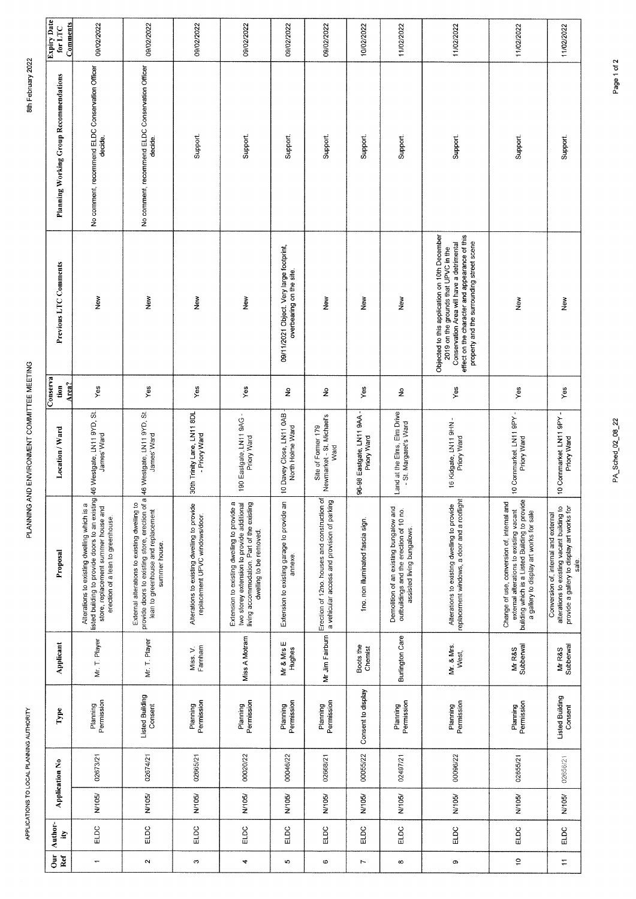APPLICATIONS TO LOCAL PLANNING AUTHORITY

PLANNING AND ENVIRONMENT COMMITTEE MEETING

8th February 2022

| Our Ref | Author-ity | Application No | | Type | Applicant | Proposal | Location / Ward | Conservation Area? | Previous LTC Comments | Planning Working Group Recommendations | Expiry Date for LTC Comments |
|---|---|---|---|---|---|---|---|---|---|---|---|
| 1 | ELDC | N/105/ | 02673/21 | Planning Permission | Mr. T. Player | Alterations to existing dwelling which is a listed building to provide doors to an existing store, replacement summer house and erection of a lean to greenhouse. | 46 Westgate, LN11 9YD, St. James Ward | Yes | New | No comment, recommend ELDC Conservation Officer decide. | 09/02/2022 |
| 2 | ELDC | N/105/ | 02674/21 | Listed Building Consent | Mr. T. Player | External alterations to existing dwelling to provide doors to existing store, erection of a lean to greenhouse and replacement summer house. | 46 Westgate, LN11 9YD, St. James Ward | Yes | New | No comment, recommend ELDC Conservation Officer decide. | 09/02/2022 |
| 3 | ELDC | N/105/ | 02665/21 | Planning Permission | Miss. V. Farnham | Alterations to existing dwelling to provide replacement UPVC windows/door. | 30th Trinity Lane, LN11 8DL - Priory Ward | Yes | New | Support. | 09/02/2022 |
| 4 | ELDC | N/105/ | 00020/22 | Planning Permission | Miss A Motram | Extension to existing dwelling to provide a two storey extension to provide additional living accommodation. Part of the existing dwelling to be removed. | 190 Eastgate LN11 9AG - Priory Ward | Yes | New | Support. | 09/02/2022 |
| 5 | ELDC | N/105/ | 00046/22 | Planning Permission | Mr & Mrs E Hughes | Extension to existing garage to provide an annexe. | 10 Davey Close, LN11 0AB - North Holme Ward | No | 09/11/2021 Object. Very large footprint, overbearing on the site. | Support. | 09/02/2022 |
| 6 | ELDC | N/105/ | 02668/21 | Planning Permission | Mr Jim Fairburn | Erection of 12no. houses and construction of a vehicular access and provision of parking | Site of Former 179 Newmarket - St. Michael's Ward | No | New | Support. | 09/02/2022 |
| 7 | ELDC | N/105/ | 00055/22 | Consent to display | Boots the Chemist | 1no. non illuminated fascia sign. | 96-98 Eastgate, LN11 9AA - Priory Ward | Yes | New | Support. | 10/02/2022 |
| 8 | ELDC | N/105/ | 02497/21 | Planning Permission | Burlington Care | Demolition of an existing bungalow and outbuildings and the erection of 10 no. assisted living bungalows. | Land at the Elms, Elm Drive - St. Margaret's Ward | No | New | Support. | 11/02/2022 |
| 9 | ELDC | N/105/ | 00096/22 | Planning Permission | Mr. & Mrs. West, | Alterations to existing dwelling to provide replacement windows, a door and a rooflight | 16 Kidgate, LN11 9HN - Priory Ward | Yes | Objected to this application on 10th December 2019 on the grounds that UPVC in the Conservation Area will have a detrimental effect on the character and appearance of this property and the surrounding street scene | Support. | 11/02/2022 |
| 10 | ELDC | N/105/ | 02655/21 | Planning Permission | Mr R&S Subberwal | Change of use, conversion of, internal and external alterations to existing vacant building which is a Listed Building to provide a gallery to display art works for sale | 10 Cornmarket, LN11 9PY - Priory Ward | Yes | New | Support. | 11/02/2022 |
| 11 | ELDC | N/105/ | 02656/21 | Listed Building Consent | Mr R&S Subberwal | Conversion of, internal and external alterations to existing vacant building to provide a gallery to display art works for sale. | 10 Cornmarket, LN11 9PY - Priory Ward | Yes | New | Support. | 11/02/2022 |

PA_Sched_02_08_22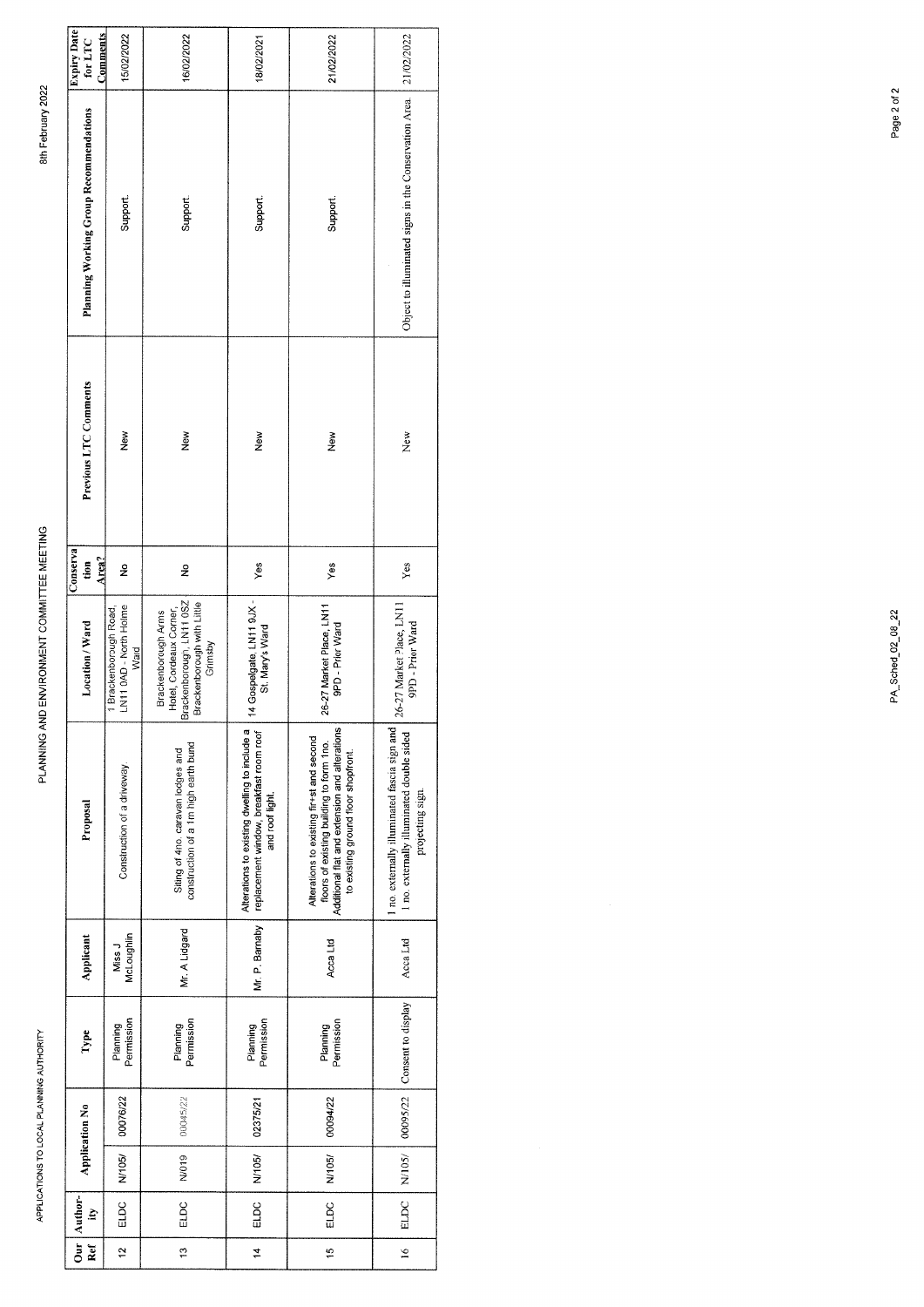APPLICATIONS TO LOCAL PLANNING AUTHORITY

PLANNING AND ENVIRONMENT COMMITTEE MEETING

8th February 2022

| Our Ref | Author-ity | Application No | | Type | Applicant | Proposal | Location / Ward | Conservation Area? | Previous LTC Comments | Planning Working Group Recommendations | Expiry Date for LTC Comments |
|---|---|---|---|---|---|---|---|---|---|---|---|
| 12 | ELDC | N/105/ | 00076/22 | Planning Permission | Miss J McLoughlin | Construction of a driveway. | 1 Brackenborough Road, LN11 0AD - North Holme Ward | No | New | Support. | 15/02/2022 |
| 13 | ELDC | N/019 | 00045/22 | Planning Permission | Mr. A Lidgard | Siting of 4no. caravan lodges and construction of a 1m high earth bund | Brackenborough Arms Hotel, Cordeaux Corner, Brackenborough, LN11 0SZ Brackenborough with Little Grimsby | No | New | Support. | 16/02/2022 |
| 14 | ELDC | N/105/ | 02375/21 | Planning Permission | Mr. P. Barnaby | Alterations to existing dwelling to include a replacement window, breakfast room roof and roof light. | 14 Gospelgate, LN11 9JX - St. Mary's Ward | Yes | New | Support. | 18/02/2021 |
| 15 | ELDC | N/105/ | 00094/22 | Planning Permission | Acca Ltd | Alterations to existing first and second floors of existing building to form 1no. Additional flat and extension and alterations to existing ground floor shopfront. | 26-27 Market Place, LN11 9PD - Prior Ward | Yes | New | Support. | 21/02/2022 |
| 16 | ELDC | N/105/ | 00095/22 | Consent to display | Acca Ltd | 1 no. externally illuminated fascia sign and 1 no. externally illuminated double sided projecting sign. | 26-27 Market Place, LN11 9PD - Prior Ward | Yes | New | Object to illuminated signs in the Conservation Area. | 21/02/2022 |

PA_Sched_02_08_22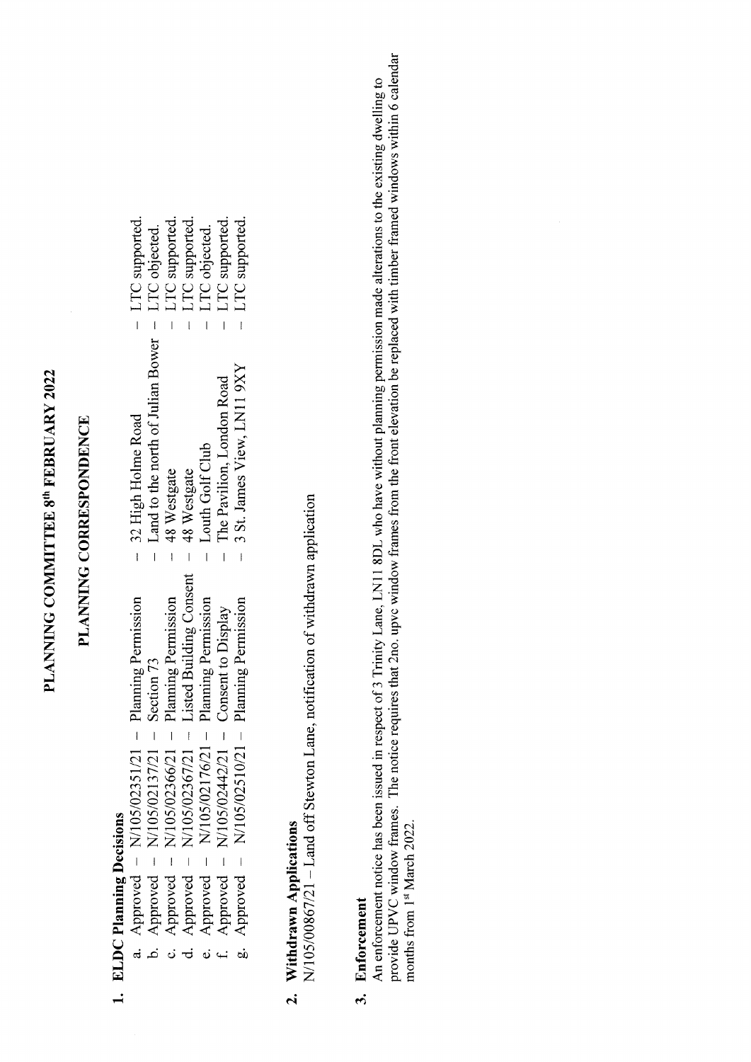# PLANNING COMMITTEE 8th FEBRUARY 2022

## PLANNING CORRESPONDENCE

### 1. ELDC Planning Decisions

a. Approved – N/105/02351/21 – Planning Permission – 32 High Holme Road – LTC supported.
b. Approved – N/105/02137/21 – Section 73 – Land to the north of Julian Bower – LTC objected.
c. Approved – N/105/02366/21 – Planning Permission – 48 Westgate – LTC supported.
d. Approved – N/105/02367/21 – Listed Building Consent – 48 Westgate – LTC supported.
e. Approved – N/105/02176/21 – Planning Permission – Louth Golf Club – LTC objected.
f. Approved – N/105/02442/21 – Consent to Display – The Pavilion, London Road – LTC supported.
g. Approved – N/105/02510/21 – Planning Permission – 3 St. James View, LN11 9XY – LTC supported.

### 2. Withdrawn Applications

N/105/00867/21 – Land off Stewton Lane, notification of withdrawn application

### 3. Enforcement

An enforcement notice has been issued in respect of 3 Trinity Lane, LN11 8DL who have without planning permission made alterations to the existing dwelling to provide UPVC window frames. The notice requires that 2no. upvc window frames from the front elevation be replaced with timber framed windows within 6 calendar months from 1st March 2022.